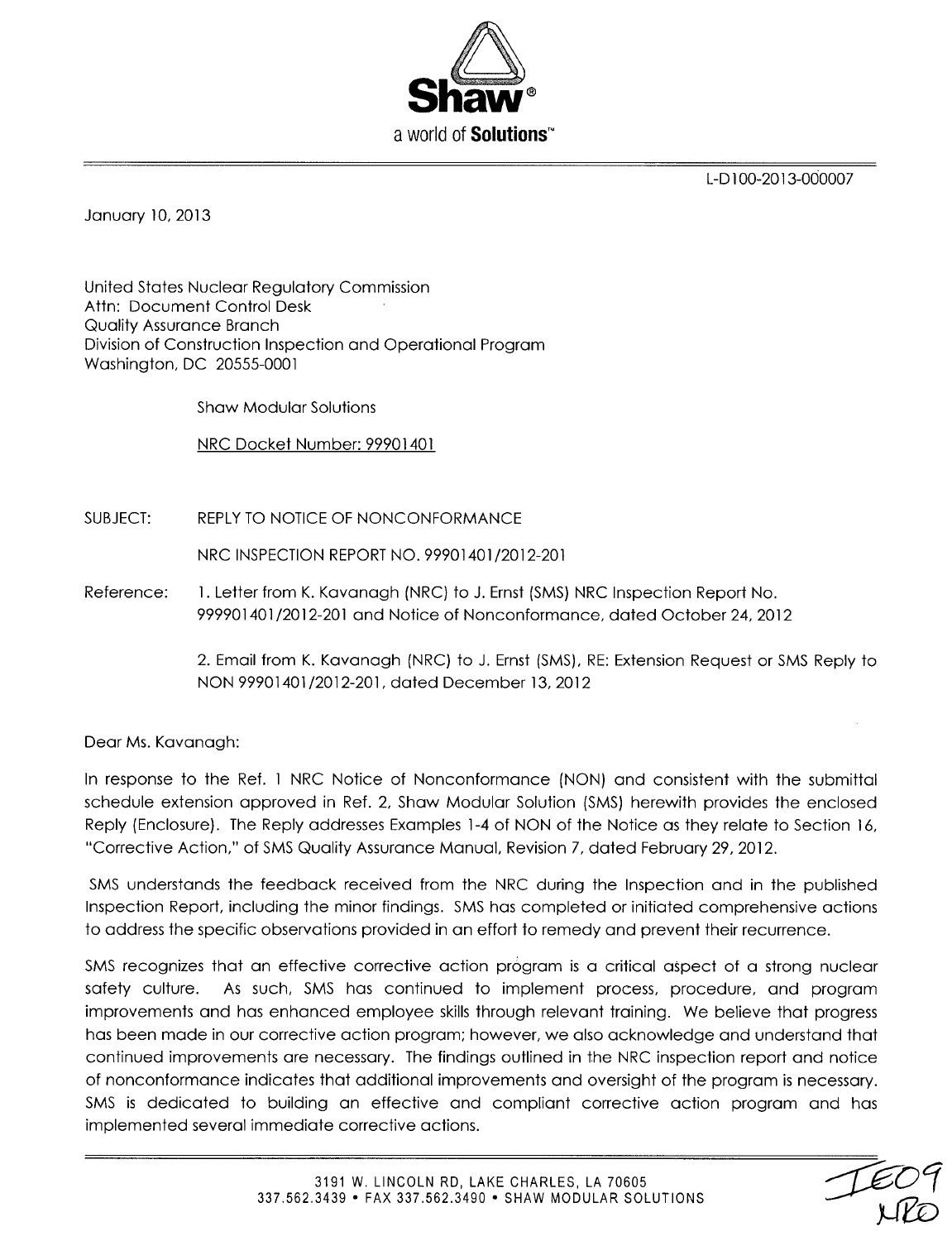Shaw®

a world of **Solutions**™

L-D100-2013-000007

January 10, 2013

United States Nuclear Regulatory Commission
Attn: Document Control Desk
Quality Assurance Branch
Division of Construction Inspection and Operational Program
Washington, DC 20555-0001

Shaw Modular Solutions

NRC Docket Number: 99901401

SUBJECT: REPLY TO NOTICE OF NONCONFORMANCE

NRC INSPECTION REPORT NO. 99901401/2012-201

Reference:

1. Letter from K. Kavanagh (NRC) to J. Ernst (SMS) NRC Inspection Report No. 999901401/2012-201 and Notice of Nonconformance, dated October 24, 2012

2. Email from K. Kavanagh (NRC) to J. Ernst (SMS), RE: Extension Request or SMS Reply to NON 99901401/2012-201, dated December 13, 2012

Dear Ms. Kavanagh:

In response to the Ref. 1 NRC Notice of Nonconformance (NON) and consistent with the submittal schedule extension approved in Ref. 2, Shaw Modular Solution (SMS) herewith provides the enclosed Reply (Enclosure). The Reply addresses Examples 1-4 of NON of the Notice as they relate to Section 16, "Corrective Action," of SMS Quality Assurance Manual, Revision 7, dated February 29, 2012.

SMS understands the feedback received from the NRC during the Inspection and in the published Inspection Report, including the minor findings. SMS has completed or initiated comprehensive actions to address the specific observations provided in an effort to remedy and prevent their recurrence.

SMS recognizes that an effective corrective action program is a critical aspect of a strong nuclear safety culture. As such, SMS has continued to implement process, procedure, and program improvements and has enhanced employee skills through relevant training. We believe that progress has been made in our corrective action program; however, we also acknowledge and understand that continued improvements are necessary. The findings outlined in the NRC inspection report and notice of nonconformance indicates that additional improvements and oversight of the program is necessary. SMS is dedicated to building an effective and compliant corrective action program and has implemented several immediate corrective actions.

3191 W. LINCOLN RD, LAKE CHARLES, LA 70605
337.562.3439 • FAX 337.562.3490 • SHAW MODULAR SOLUTIONS

IE09
NRO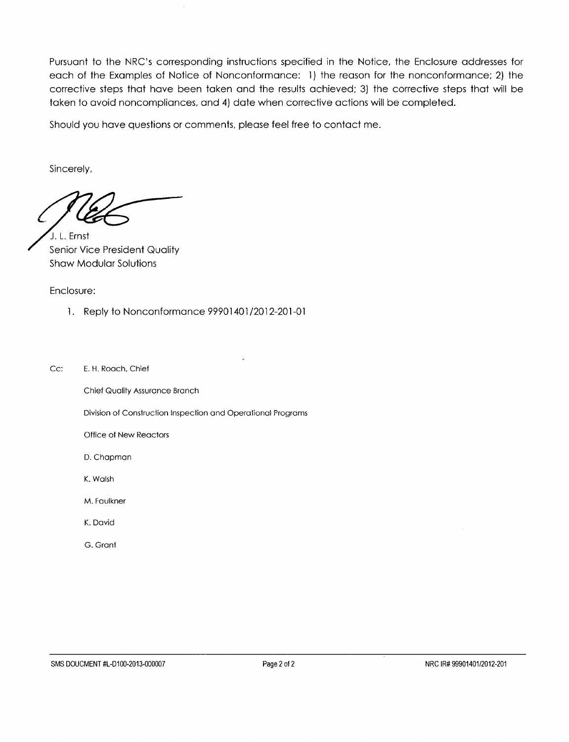Pursuant to the NRC's corresponding instructions specified in the Notice, the Enclosure addresses for each of the Examples of Notice of Nonconformance: 1) the reason for the nonconformance; 2) the corrective steps that have been taken and the results achieved; 3) the corrective steps that will be taken to avoid noncompliances, and 4) date when corrective actions will be completed.

Should you have questions or comments, please feel free to contact me.

Sincerely,

J. L. Ernst
Senior Vice President Quality
Shaw Modular Solutions

Enclosure:

1. Reply to Nonconformance 99901401/2012-201-01

Cc: E. H. Roach, Chief

Chief Quality Assurance Branch

Division of Construction Inspection and Operational Programs

Office of New Reactors

D. Chapman

K. Walsh

M. Faulkner

K. David

G. Grant

SMS DOUCMENT #L-D100-2013-000007 NRC IR# 99901401/2012-201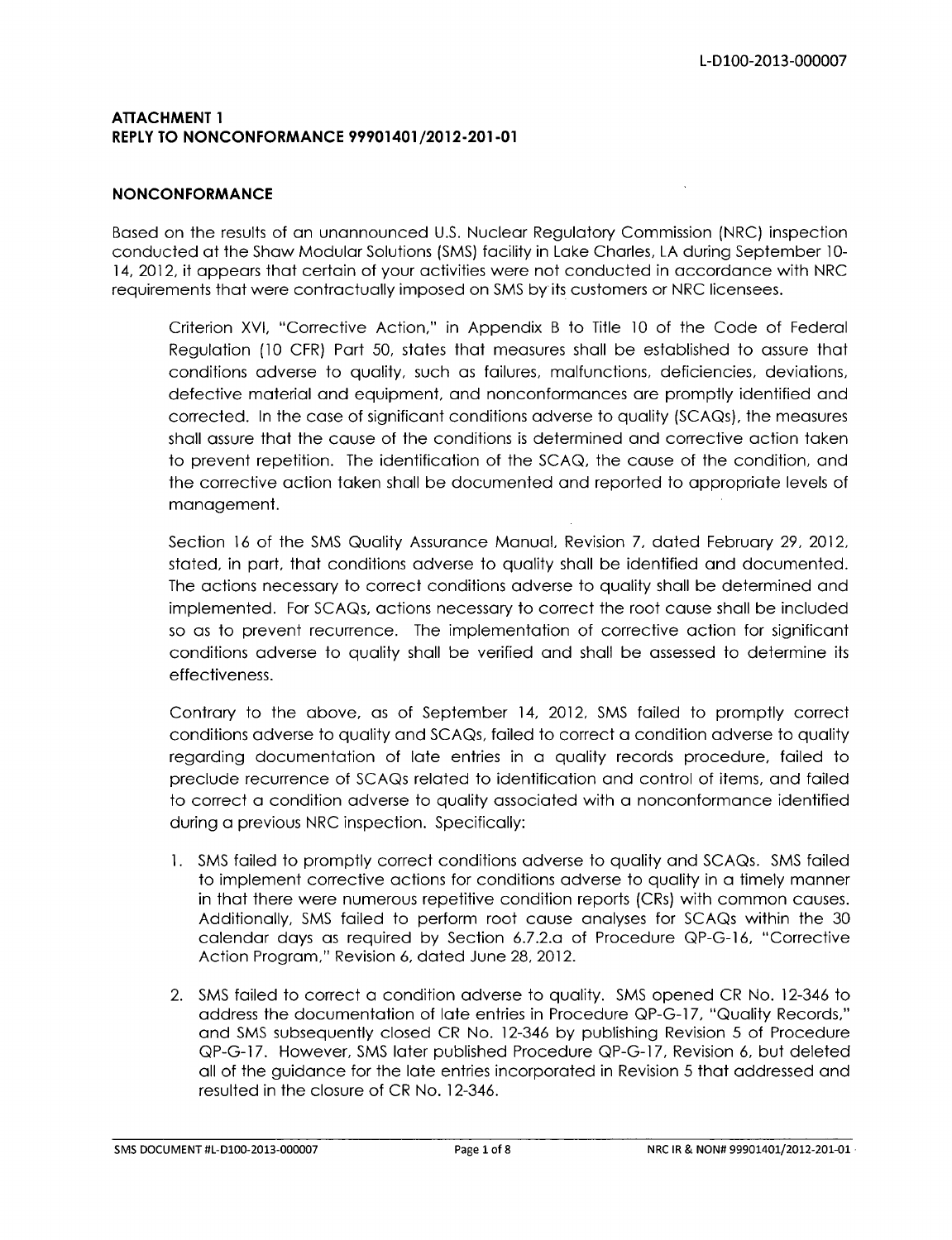## ATTACHMENT 1
## REPLY TO NONCONFORMANCE 99901401/2012-201-01

### NONCONFORMANCE

Based on the results of an unannounced U.S. Nuclear Regulatory Commission (NRC) inspection conducted at the Shaw Modular Solutions (SMS) facility in Lake Charles, LA during September 10-14, 2012, it appears that certain of your activities were not conducted in accordance with NRC requirements that were contractually imposed on SMS by its customers or NRC licensees.

> Criterion XVI, "Corrective Action," in Appendix B to Title 10 of the Code of Federal Regulation (10 CFR) Part 50, states that measures shall be established to assure that conditions adverse to quality, such as failures, malfunctions, deficiencies, deviations, defective material and equipment, and nonconformances are promptly identified and corrected. In the case of significant conditions adverse to quality (SCAQs), the measures shall assure that the cause of the conditions is determined and corrective action taken to prevent repetition. The identification of the SCAQ, the cause of the condition, and the corrective action taken shall be documented and reported to appropriate levels of management.
>
> Section 16 of the SMS Quality Assurance Manual, Revision 7, dated February 29, 2012, stated, in part, that conditions adverse to quality shall be identified and documented. The actions necessary to correct conditions adverse to quality shall be determined and implemented. For SCAQs, actions necessary to correct the root cause shall be included so as to prevent recurrence. The implementation of corrective action for significant conditions adverse to quality shall be verified and shall be assessed to determine its effectiveness.
>
> Contrary to the above, as of September 14, 2012, SMS failed to promptly correct conditions adverse to quality and SCAQs, failed to correct a condition adverse to quality regarding documentation of late entries in a quality records procedure, failed to preclude recurrence of SCAQs related to identification and control of items, and failed to correct a condition adverse to quality associated with a nonconformance identified during a previous NRC inspection. Specifically:
>
> 1. SMS failed to promptly correct conditions adverse to quality and SCAQs. SMS failed to implement corrective actions for conditions adverse to quality in a timely manner in that there were numerous repetitive condition reports (CRs) with common causes. Additionally, SMS failed to perform root cause analyses for SCAQs within the 30 calendar days as required by Section 6.7.2.a of Procedure QP-G-16, "Corrective Action Program," Revision 6, dated June 28, 2012.
> 2. SMS failed to correct a condition adverse to quality. SMS opened CR No. 12-346 to address the documentation of late entries in Procedure QP-G-17, "Quality Records," and SMS subsequently closed CR No. 12-346 by publishing Revision 5 of Procedure QP-G-17. However, SMS later published Procedure QP-G-17, Revision 6, but deleted all of the guidance for the late entries incorporated in Revision 5 that addressed and resulted in the closure of CR No. 12-346.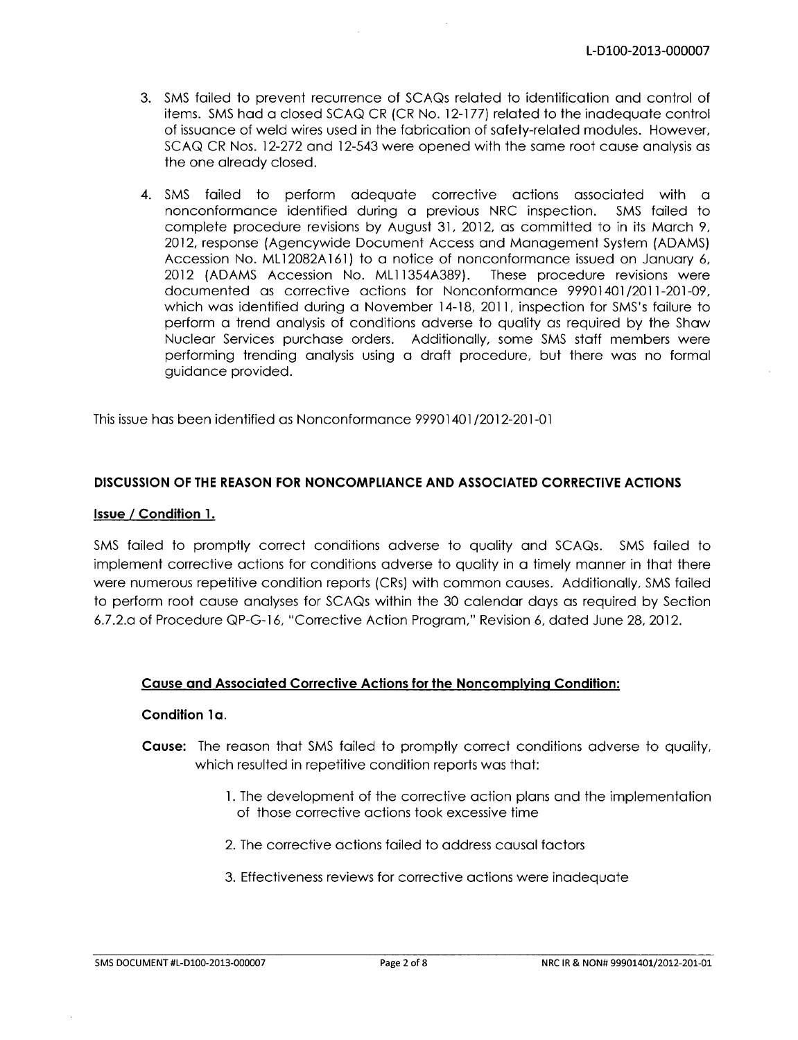3. SMS failed to prevent recurrence of SCAQs related to identification and control of items. SMS had a closed SCAQ CR (CR No. 12-177) related to the inadequate control of issuance of weld wires used in the fabrication of safety-related modules. However, SCAQ CR Nos. 12-272 and 12-543 were opened with the same root cause analysis as the one already closed.

4. SMS failed to perform adequate corrective actions associated with a nonconformance identified during a previous NRC inspection. SMS failed to complete procedure revisions by August 31, 2012, as committed to in its March 9, 2012, response (Agencywide Document Access and Management System (ADAMS) Accession No. ML12082A161) to a notice of nonconformance issued on January 6, 2012 (ADAMS Accession No. ML11354A389). These procedure revisions were documented as corrective actions for Nonconformance 99901401/2011-201-09, which was identified during a November 14-18, 2011, inspection for SMS's failure to perform a trend analysis of conditions adverse to quality as required by the Shaw Nuclear Services purchase orders. Additionally, some SMS staff members were performing trending analysis using a draft procedure, but there was no formal guidance provided.

This issue has been identified as Nonconformance 99901401/2012-201-01

## DISCUSSION OF THE REASON FOR NONCOMPLIANCE AND ASSOCIATED CORRECTIVE ACTIONS

### Issue / Condition 1.

SMS failed to promptly correct conditions adverse to quality and SCAQs. SMS failed to implement corrective actions for conditions adverse to quality in a timely manner in that there were numerous repetitive condition reports (CRs) with common causes. Additionally, SMS failed to perform root cause analyses for SCAQs within the 30 calendar days as required by Section 6.7.2.a of Procedure QP-G-16, "Corrective Action Program," Revision 6, dated June 28, 2012.

### Cause and Associated Corrective Actions for the Noncomplying Condition:

**Condition 1a.**

**Cause:** The reason that SMS failed to promptly correct conditions adverse to quality, which resulted in repetitive condition reports was that:

1. The development of the corrective action plans and the implementation of those corrective actions took excessive time

2. The corrective actions failed to address causal factors

3. Effectiveness reviews for corrective actions were inadequate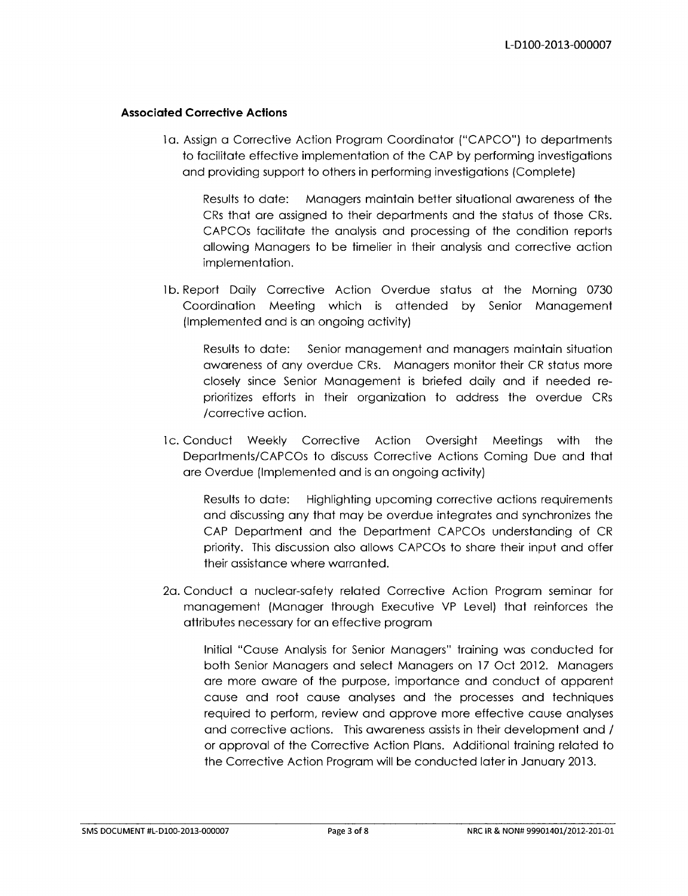### Associated Corrective Actions

1a. Assign a Corrective Action Program Coordinator ("CAPCO") to departments to facilitate effective implementation of the CAP by performing investigations and providing support to others in performing investigations (Complete)

Results to date: Managers maintain better situational awareness of the CRs that are assigned to their departments and the status of those CRs. CAPCOs facilitate the analysis and processing of the condition reports allowing Managers to be timelier in their analysis and corrective action implementation.

1b. Report Daily Corrective Action Overdue status at the Morning 0730 Coordination Meeting which is attended by Senior Management (Implemented and is an ongoing activity)

Results to date: Senior management and managers maintain situation awareness of any overdue CRs. Managers monitor their CR status more closely since Senior Management is briefed daily and if needed re-prioritizes efforts in their organization to address the overdue CRs /corrective action.

1c. Conduct Weekly Corrective Action Oversight Meetings with the Departments/CAPCOs to discuss Corrective Actions Coming Due and that are Overdue (Implemented and is an ongoing activity)

Results to date: Highlighting upcoming corrective actions requirements and discussing any that may be overdue integrates and synchronizes the CAP Department and the Department CAPCOs understanding of CR priority. This discussion also allows CAPCOs to share their input and offer their assistance where warranted.

2a. Conduct a nuclear-safety related Corrective Action Program seminar for management (Manager through Executive VP Level) that reinforces the attributes necessary for an effective program

Initial "Cause Analysis for Senior Managers" training was conducted for both Senior Managers and select Managers on 17 Oct 2012. Managers are more aware of the purpose, importance and conduct of apparent cause and root cause analyses and the processes and techniques required to perform, review and approve more effective cause analyses and corrective actions. This awareness assists in their development and / or approval of the Corrective Action Plans. Additional training related to the Corrective Action Program will be conducted later in January 2013.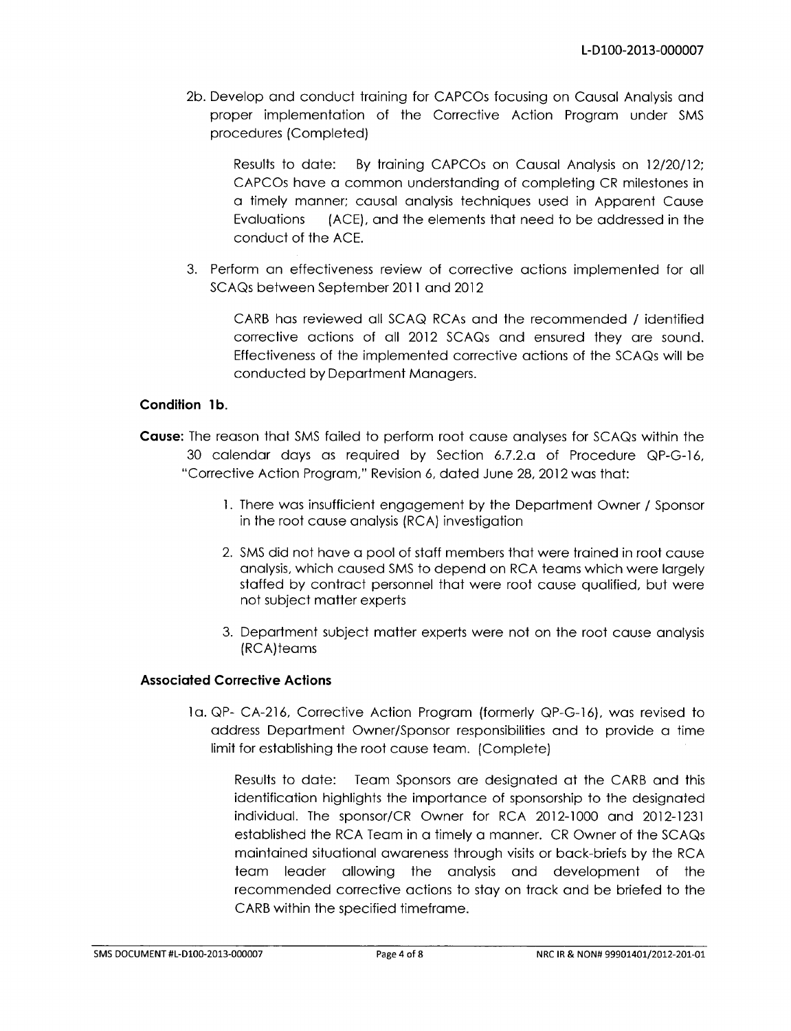2b. Develop and conduct training for CAPCOs focusing on Causal Analysis and proper implementation of the Corrective Action Program under SMS procedures (Completed)

> Results to date: By training CAPCOs on Causal Analysis on 12/20/12; CAPCOs have a common understanding of completing CR milestones in a timely manner; causal analysis techniques used in Apparent Cause Evaluations (ACE), and the elements that need to be addressed in the conduct of the ACE.

3. Perform an effectiveness review of corrective actions implemented for all SCAQs between September 2011 and 2012

> CARB has reviewed all SCAQ RCAs and the recommended / identified corrective actions of all 2012 SCAQs and ensured they are sound. Effectiveness of the implemented corrective actions of the SCAQs will be conducted by Department Managers.

**Condition 1b.**

**Cause:** The reason that SMS failed to perform root cause analyses for SCAQs within the 30 calendar days as required by Section 6.7.2.a of Procedure QP-G-16, "Corrective Action Program," Revision 6, dated June 28, 2012 was that:

1. There was insufficient engagement by the Department Owner / Sponsor in the root cause analysis (RCA) investigation
2. SMS did not have a pool of staff members that were trained in root cause analysis, which caused SMS to depend on RCA teams which were largely staffed by contract personnel that were root cause qualified, but were not subject matter experts
3. Department subject matter experts were not on the root cause analysis (RCA)teams

**Associated Corrective Actions**

1a. QP- CA-216, Corrective Action Program (formerly QP-G-16), was revised to address Department Owner/Sponsor responsibilities and to provide a time limit for establishing the root cause team. (Complete)

> Results to date: Team Sponsors are designated at the CARB and this identification highlights the importance of sponsorship to the designated individual. The sponsor/CR Owner for RCA 2012-1000 and 2012-1231 established the RCA Team in a timely a manner. CR Owner of the SCAQs maintained situational awareness through visits or back-briefs by the RCA team leader allowing the analysis and development of the recommended corrective actions to stay on track and be briefed to the CARB within the specified timeframe.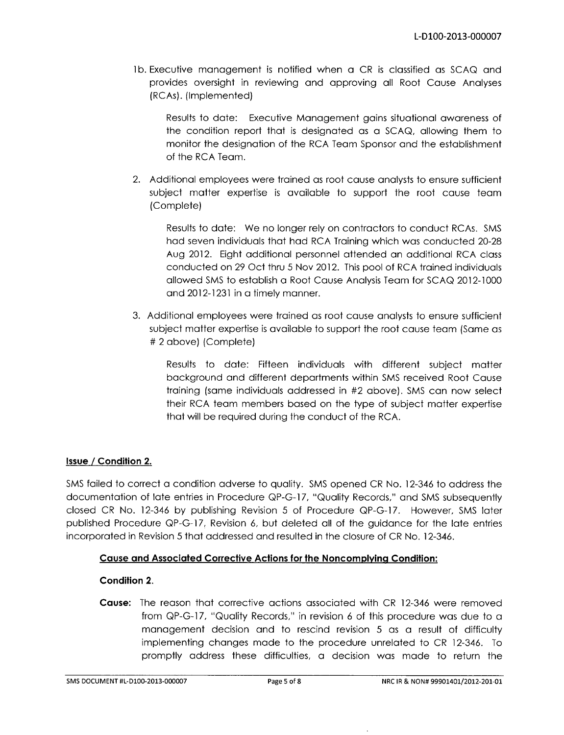1b. Executive management is notified when a CR is classified as SCAQ and provides oversight in reviewing and approving all Root Cause Analyses (RCAs). (Implemented)

   Results to date: Executive Management gains situational awareness of the condition report that is designated as a SCAQ, allowing them to monitor the designation of the RCA Team Sponsor and the establishment of the RCA Team.

2. Additional employees were trained as root cause analysts to ensure sufficient subject matter expertise is available to support the root cause team (Complete)

   Results to date: We no longer rely on contractors to conduct RCAs. SMS had seven individuals that had RCA Training which was conducted 20-28 Aug 2012. Eight additional personnel attended an additional RCA class conducted on 29 Oct thru 5 Nov 2012. This pool of RCA trained individuals allowed SMS to establish a Root Cause Analysis Team for SCAQ 2012-1000 and 2012-1231 in a timely manner.

3. Additional employees were trained as root cause analysts to ensure sufficient subject matter expertise is available to support the root cause team (Same as # 2 above) (Complete)

   Results to date: Fifteen individuals with different subject matter background and different departments within SMS received Root Cause training (same individuals addressed in #2 above). SMS can now select their RCA team members based on the type of subject matter expertise that will be required during the conduct of the RCA.

**Issue / Condition 2.**

SMS failed to correct a condition adverse to quality. SMS opened CR No. 12-346 to address the documentation of late entries in Procedure QP-G-17, "Quality Records," and SMS subsequently closed CR No. 12-346 by publishing Revision 5 of Procedure QP-G-17. However, SMS later published Procedure QP-G-17, Revision 6, but deleted all of the guidance for the late entries incorporated in Revision 5 that addressed and resulted in the closure of CR No. 12-346.

**Cause and Associated Corrective Actions for the Noncomplying Condition:**

**Condition 2.**

**Cause:** The reason that corrective actions associated with CR 12-346 were removed from QP-G-17, "Quality Records," in revision 6 of this procedure was due to a management decision and to rescind revision 5 as a result of difficulty implementing changes made to the procedure unrelated to CR 12-346. To promptly address these difficulties, a decision was made to return the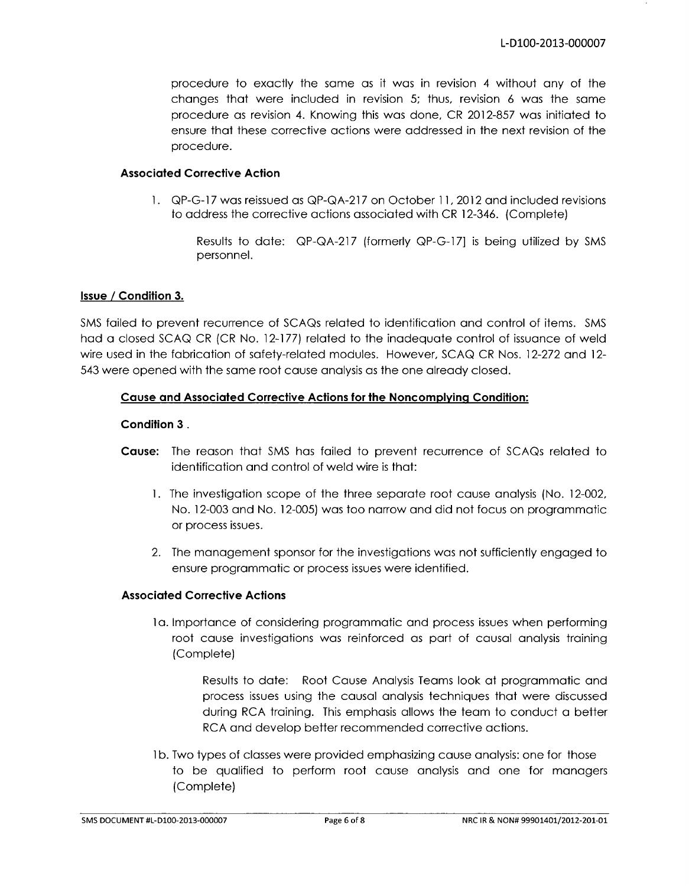procedure to exactly the same as it was in revision 4 without any of the changes that were included in revision 5; thus, revision 6 was the same procedure as revision 4. Knowing this was done, CR 2012-857 was initiated to ensure that these corrective actions were addressed in the next revision of the procedure.

**Associated Corrective Action**

1. QP-G-17 was reissued as QP-QA-217 on October 11, 2012 and included revisions to address the corrective actions associated with CR 12-346. (Complete)

   Results to date: QP-QA-217 (formerly QP-G-17] is being utilized by SMS personnel.

**Issue / Condition 3.**

SMS failed to prevent recurrence of SCAQs related to identification and control of items. SMS had a closed SCAQ CR (CR No. 12-177) related to the inadequate control of issuance of weld wire used in the fabrication of safety-related modules. However, SCAQ CR Nos. 12-272 and 12-543 were opened with the same root cause analysis as the one already closed.

**Cause and Associated Corrective Actions for the Noncomplying Condition:**

**Condition 3** .

**Cause:** The reason that SMS has failed to prevent recurrence of SCAQs related to identification and control of weld wire is that:

1. The investigation scope of the three separate root cause analysis (No. 12-002, No. 12-003 and No. 12-005) was too narrow and did not focus on programmatic or process issues.
2. The management sponsor for the investigations was not sufficiently engaged to ensure programmatic or process issues were identified.

**Associated Corrective Actions**

1a. Importance of considering programmatic and process issues when performing root cause investigations was reinforced as part of causal analysis training (Complete)

   Results to date: Root Cause Analysis Teams look at programmatic and process issues using the causal analysis techniques that were discussed during RCA training. This emphasis allows the team to conduct a better RCA and develop better recommended corrective actions.

1b. Two types of classes were provided emphasizing cause analysis: one for those to be qualified to perform root cause analysis and one for managers (Complete)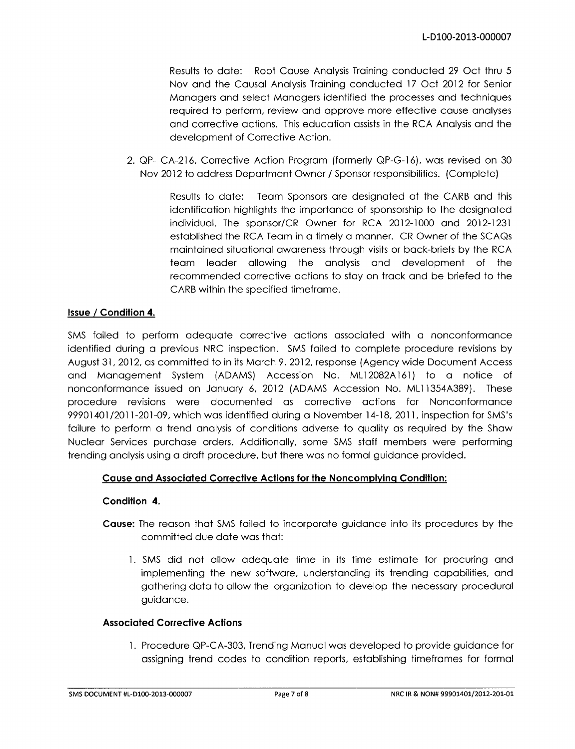Results to date: Root Cause Analysis Training conducted 29 Oct thru 5 Nov and the Causal Analysis Training conducted 17 Oct 2012 for Senior Managers and select Managers identified the processes and techniques required to perform, review and approve more effective cause analyses and corrective actions. This education assists in the RCA Analysis and the development of Corrective Action.

2. QP- CA-216, Corrective Action Program (formerly QP-G-16), was revised on 30 Nov 2012 to address Department Owner / Sponsor responsibilities. (Complete)

   Results to date: Team Sponsors are designated at the CARB and this identification highlights the importance of sponsorship to the designated individual. The sponsor/CR Owner for RCA 2012-1000 and 2012-1231 established the RCA Team in a timely a manner. CR Owner of the SCAQs maintained situational awareness through visits or back-briefs by the RCA team leader allowing the analysis and development of the recommended corrective actions to stay on track and be briefed to the CARB within the specified timeframe.

**Issue / Condition 4.**

SMS failed to perform adequate corrective actions associated with a nonconformance identified during a previous NRC inspection. SMS failed to complete procedure revisions by August 31, 2012, as committed to in its March 9, 2012, response (Agency wide Document Access and Management System (ADAMS) Accession No. ML12082A161) to a notice of nonconformance issued on January 6, 2012 (ADAMS Accession No. ML11354A389). These procedure revisions were documented as corrective actions for Nonconformance 99901401/2011-201-09, which was identified during a November 14-18, 2011, inspection for SMS's failure to perform a trend analysis of conditions adverse to quality as required by the Shaw Nuclear Services purchase orders. Additionally, some SMS staff members were performing trending analysis using a draft procedure, but there was no formal guidance provided.

**Cause and Associated Corrective Actions for the Noncomplying Condition:**

**Condition 4.**

**Cause:** The reason that SMS failed to incorporate guidance into its procedures by the committed due date was that:

1. SMS did not allow adequate time in its time estimate for procuring and implementing the new software, understanding its trending capabilities, and gathering data to allow the organization to develop the necessary procedural guidance.

**Associated Corrective Actions**

1. Procedure QP-CA-303, Trending Manual was developed to provide guidance for assigning trend codes to condition reports, establishing timeframes for formal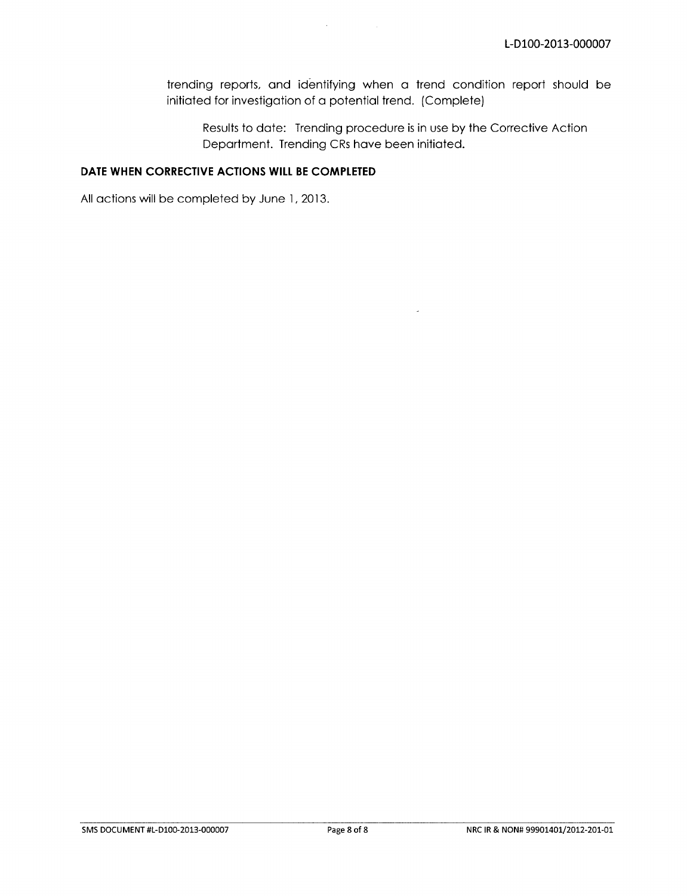trending reports, and identifying when a trend condition report should be initiated for investigation of a potential trend. (Complete)

Results to date: Trending procedure is in use by the Corrective Action Department. Trending CRs have been initiated.

**DATE WHEN CORRECTIVE ACTIONS WILL BE COMPLETED**

All actions will be completed by June 1, 2013.